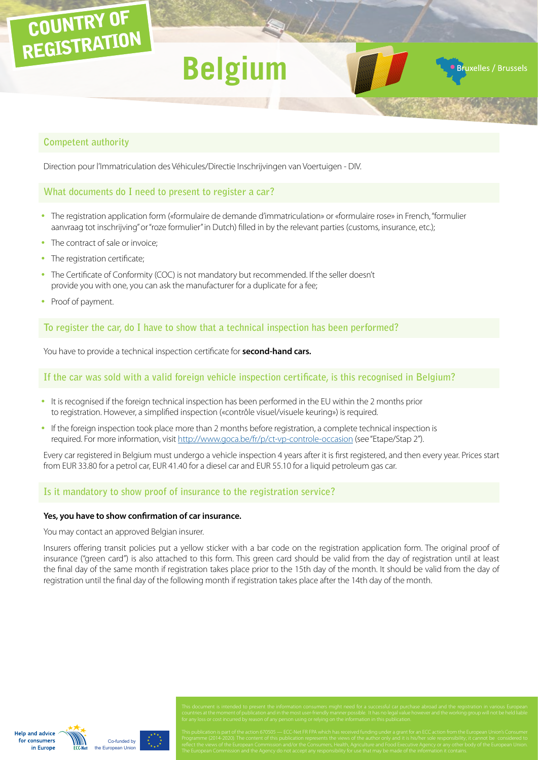COUNTRY OF REGISTRATION

# Belgium

Bruxelles / Brussels

## Competent authority

Direction pour l'Immatriculation des Véhicules/Directie Inschrijvingen van Voertuigen - DIV.

## What documents do I need to present to register a car?

- The registration application form («formulaire de demande d'immatriculation» or «formulaire rose» in French, "formulier aanvraag tot inschrijving" or "roze formulier" in Dutch) filled in by the relevant parties (customs, insurance, etc.);
- The contract of sale or invoice;
- The registration certificate;
- The Certificate of Conformity (COC) is not mandatory but recommended. If the seller doesn't provide you with one, you can ask the manufacturer for a duplicate for a fee;
- Proof of payment.

## To register the car, do I have to show that a technical inspection has been performed?

You have to provide a technical inspection certificate for **second-hand cars.**

## If the car was sold with a valid foreign vehicle inspection certificate, is this recognised in Belgium?

- It is recognised if the foreign technical inspection has been performed in the EU within the 2 months prior to registration. However, a simplified inspection («contrôle visuel/visuele keuring») is required.
- If the foreign inspection took place more than 2 months before registration, a complete technical inspection is required. For more information, visit http://www.goca.be/fr/p/ct-vp-controle-occasion (see "Etape/Stap 2").

Every car registered in Belgium must undergo a vehicle inspection 4 years after it is first registered, and then every year. Prices start from EUR 33.80 for a petrol car, EUR 41.40 for a diesel car and EUR 55.10 for a liquid petroleum gas car.

## Is it mandatory to show proof of insurance to the registration service?

**Yes, you have to show confirmation of car insurance.**

You may contact an approved Belgian insurer.

Insurers offering transit policies put a yellow sticker with a bar code on the registration application form. The original proof of insurance ("green card") is also attached to this form. This green card should be valid from the day of registration until at least the final day of the same month if registration takes place prior to the 15th day of the month. It should be valid from the day of registration until the final day of the following month if registration takes place after the 14th day of the month.

This document is intended to present the information consumers might need for a successful car purchase abroad and the registration in various European countries at the moment of publication and in the most user-friendly manner possible. It has no legal value however and the working group will not be held liable for any loss or cost incurred by reason of any person using or relying on the information in this publication.

This publication is part of the action 670505 — ECC-Net FR FPA which has received funding under a grant for an ECC action from the European Union's Consumer Programme (2014-2020). The content of this publication represents the views of the author only and it is his/her sole responsibility; it cannot be considered to reflect the views of the European Commission and/or the Consumers, Health, Agriculture and Food Executive Agency or any other body of the European Union. The European Commission and the Agency do not accept any responsibility for use that may be made of the information it contains.

Help and advice for consumers in Europe — ECC-Net

Co-funded by the European Union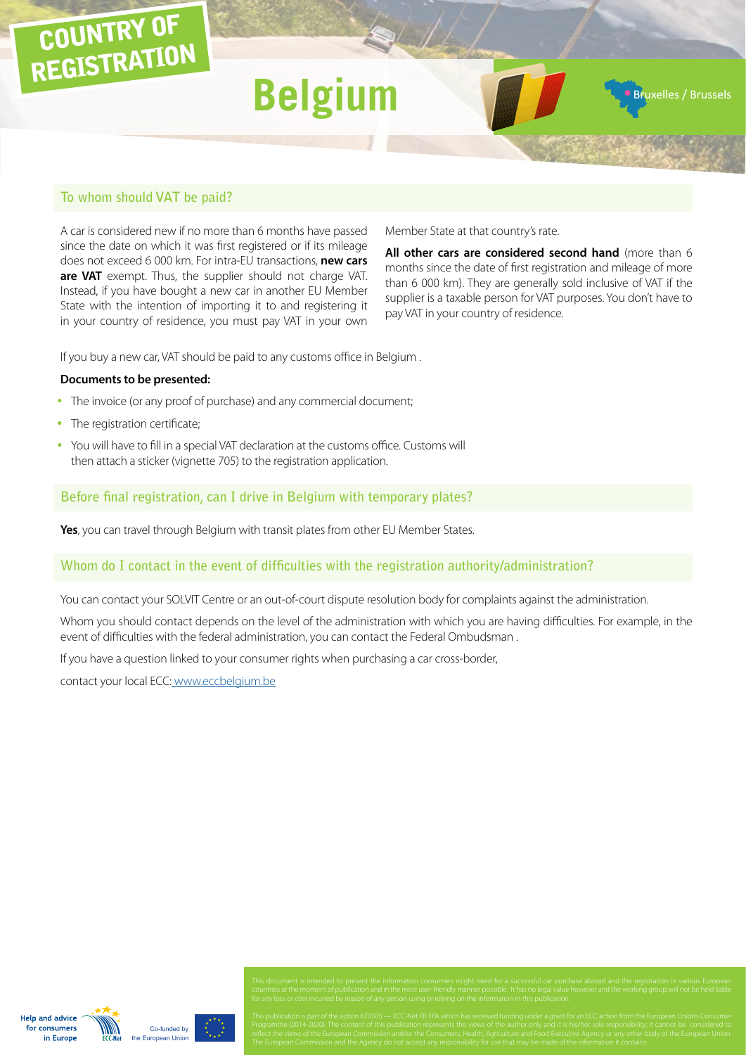# COUNTRY OF REGISTRATION

# Belgium

Bruxelles / Brussels

## To whom should VAT be paid?

A car is considered new if no more than 6 months have passed since the date on which it was first registered or if its mileage does not exceed 6 000 km. For intra-EU transactions, **new cars are VAT** exempt. Thus, the supplier should not charge VAT. Instead, if you have bought a new car in another EU Member State with the intention of importing it to and registering it in your country of residence, you must pay VAT in your own Member State at that country's rate.

**All other cars are considered second hand** (more than 6 months since the date of first registration and mileage of more than 6 000 km). They are generally sold inclusive of VAT if the supplier is a taxable person for VAT purposes. You don't have to pay VAT in your country of residence.

If you buy a new car, VAT should be paid to any customs office in Belgium .

**Documents to be presented:**

- The invoice (or any proof of purchase) and any commercial document;
- The registration certificate;
- You will have to fill in a special VAT declaration at the customs office. Customs will then attach a sticker (vignette 705) to the registration application.

## Before final registration, can I drive in Belgium with temporary plates?

**Yes**, you can travel through Belgium with transit plates from other EU Member States.

## Whom do I contact in the event of difficulties with the registration authority/administration?

You can contact your SOLVIT Centre or an out-of-court dispute resolution body for complaints against the administration.

Whom you should contact depends on the level of the administration with which you are having difficulties. For example, in the event of difficulties with the federal administration, you can contact the Federal Ombudsman .

If you have a question linked to your consumer rights when purchasing a car cross-border,

contact your local ECC: www.eccbelgium.be

This document is intended to present the information consumers might need for a successful car purchase abroad and the registration in various European countries at the moment of publication and in the most user-friendly manner possible. It has no legal value however and the working group will not be held liable for any loss or cost incurred by reason of any person using or relying on the information in this publication.

This publication is part of the action 670505 — ECC-Net FR FPA which has received funding under a grant for an ECC action from the European Union's Consumer Programme (2014-2020). The content of this publication represents the views of the author only and it is his/her sole responsibility; it cannot be considered to reflect the views of the European Commission and/or the Consumers, Health, Agriculture and Food Executive Agency or any other body of the European Union. The European Commission and the Agency do not accept any responsibility for use that may be made of the information it contains.

Help and advice for consumers in Europe

ECC-Net

Co-funded by the European Union